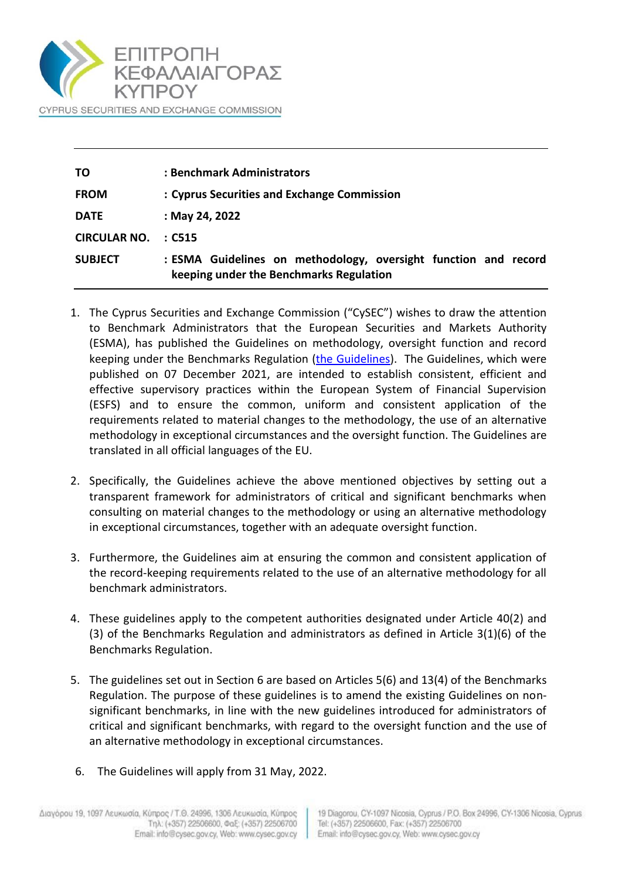ΕΠΙΤΡΟΠΗ ΚΕΦΑΛΑΙΑΓΟΡΑΣ ΚΥΠΡΟΥ

CYPRUS SECURITIES AND EXCHANGE COMMISSION

| | |
|---|---|
| **TO** | **: Benchmark Administrators** |
| **FROM** | **: Cyprus Securities and Exchange Commission** |
| **DATE** | **: May 24, 2022** |
| **CIRCULAR NO.** | **: C515** |
| **SUBJECT** | **: ESMA Guidelines on methodology, oversight function and record keeping under the Benchmarks Regulation** |

1. The Cyprus Securities and Exchange Commission ("CySEC") wishes to draw the attention to Benchmark Administrators that the European Securities and Markets Authority (ESMA), has published the Guidelines on methodology, oversight function and record keeping under the Benchmarks Regulation (the Guidelines). The Guidelines, which were published on 07 December 2021, are intended to establish consistent, efficient and effective supervisory practices within the European System of Financial Supervision (ESFS) and to ensure the common, uniform and consistent application of the requirements related to material changes to the methodology, the use of an alternative methodology in exceptional circumstances and the oversight function. The Guidelines are translated in all official languages of the EU.

2. Specifically, the Guidelines achieve the above mentioned objectives by setting out a transparent framework for administrators of critical and significant benchmarks when consulting on material changes to the methodology or using an alternative methodology in exceptional circumstances, together with an adequate oversight function.

3. Furthermore, the Guidelines aim at ensuring the common and consistent application of the record-keeping requirements related to the use of an alternative methodology for all benchmark administrators.

4. These guidelines apply to the competent authorities designated under Article 40(2) and (3) of the Benchmarks Regulation and administrators as defined in Article 3(1)(6) of the Benchmarks Regulation.

5. The guidelines set out in Section 6 are based on Articles 5(6) and 13(4) of the Benchmarks Regulation. The purpose of these guidelines is to amend the existing Guidelines on non-significant benchmarks, in line with the new guidelines introduced for administrators of critical and significant benchmarks, with regard to the oversight function and the use of an alternative methodology in exceptional circumstances.

6. The Guidelines will apply from 31 May, 2022.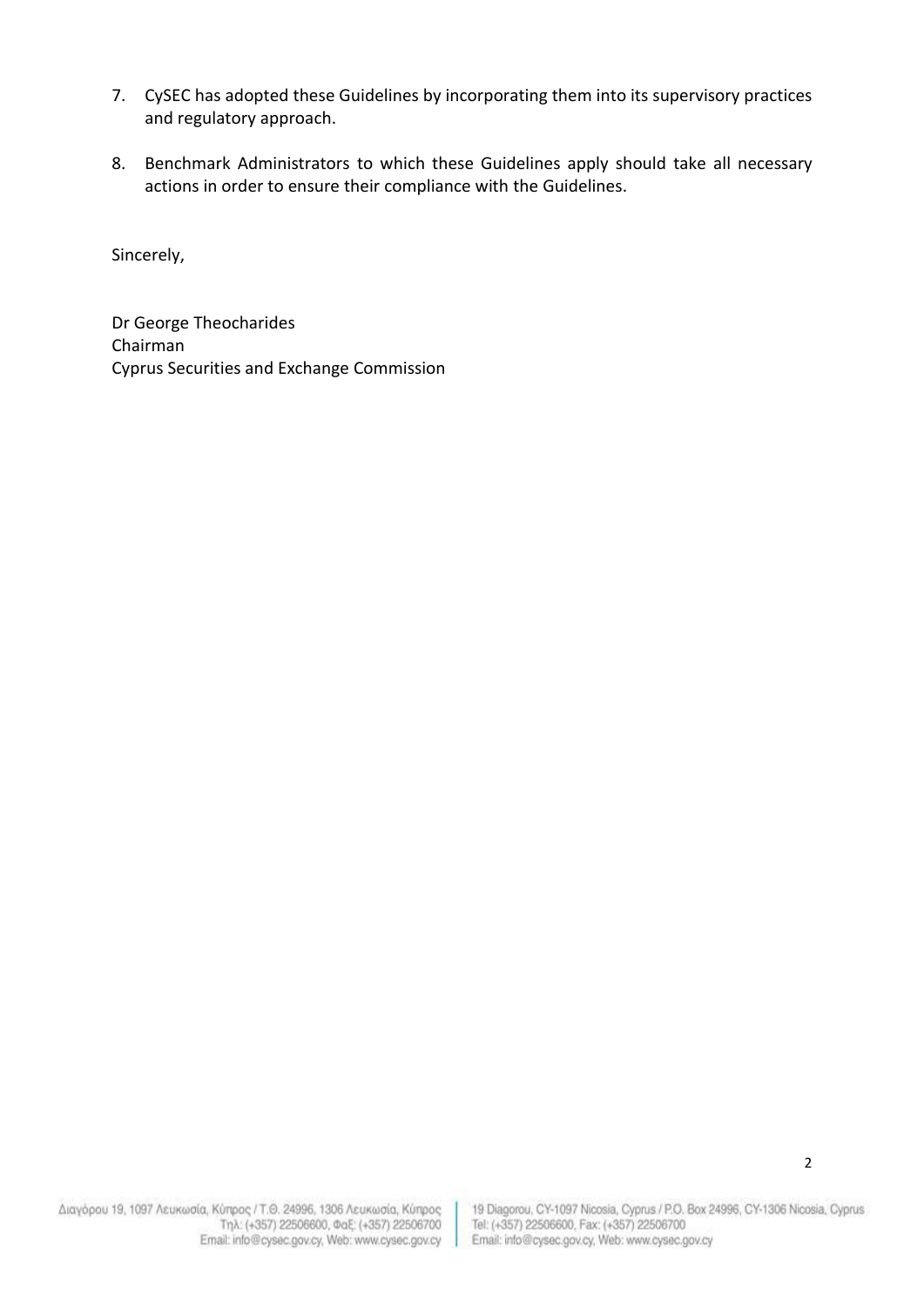7. CySEC has adopted these Guidelines by incorporating them into its supervisory practices and regulatory approach.

8. Benchmark Administrators to which these Guidelines apply should take all necessary actions in order to ensure their compliance with the Guidelines.

Sincerely,

Dr George Theocharides
Chairman
Cyprus Securities and Exchange Commission